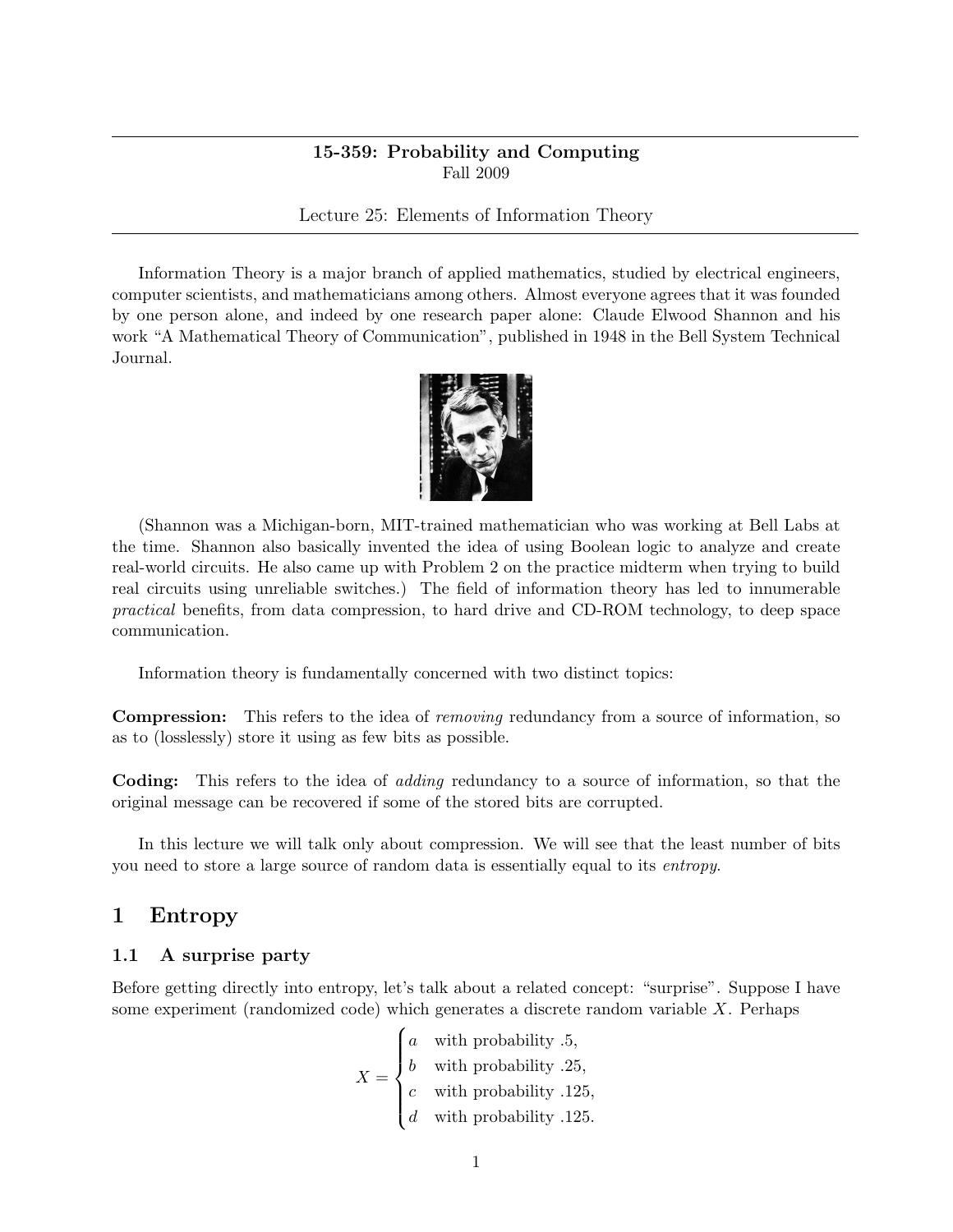**15-359: Probability and Computing**
Fall 2009

Lecture 25: Elements of Information Theory

Information Theory is a major branch of applied mathematics, studied by electrical engineers, computer scientists, and mathematicians among others. Almost everyone agrees that it was founded by one person alone, and indeed by one research paper alone: Claude Elwood Shannon and his work "A Mathematical Theory of Communication", published in 1948 in the Bell System Technical Journal.

(Shannon was a Michigan-born, MIT-trained mathematician who was working at Bell Labs at the time. Shannon also basically invented the idea of using Boolean logic to analyze and create real-world circuits. He also came up with Problem 2 on the practice midterm when trying to build real circuits using unreliable switches.) The field of information theory has led to innumerable *practical* benefits, from data compression, to hard drive and CD-ROM technology, to deep space communication.

Information theory is fundamentally concerned with two distinct topics:

**Compression:** This refers to the idea of *removing* redundancy from a source of information, so as to (losslessly) store it using as few bits as possible.

**Coding:** This refers to the idea of *adding* redundancy to a source of information, so that the original message can be recovered if some of the stored bits are corrupted.

In this lecture we will talk only about compression. We will see that the least number of bits you need to store a large source of random data is essentially equal to its *entropy*.

## 1 Entropy

### 1.1 A surprise party

Before getting directly into entropy, let's talk about a related concept: "surprise". Suppose I have some experiment (randomized code) which generates a discrete random variable $X$. Perhaps

$$X = \begin{cases} a & \text{with probability } .5, \\ b & \text{with probability } .25, \\ c & \text{with probability } .125, \\ d & \text{with probability } .125. \end{cases}$$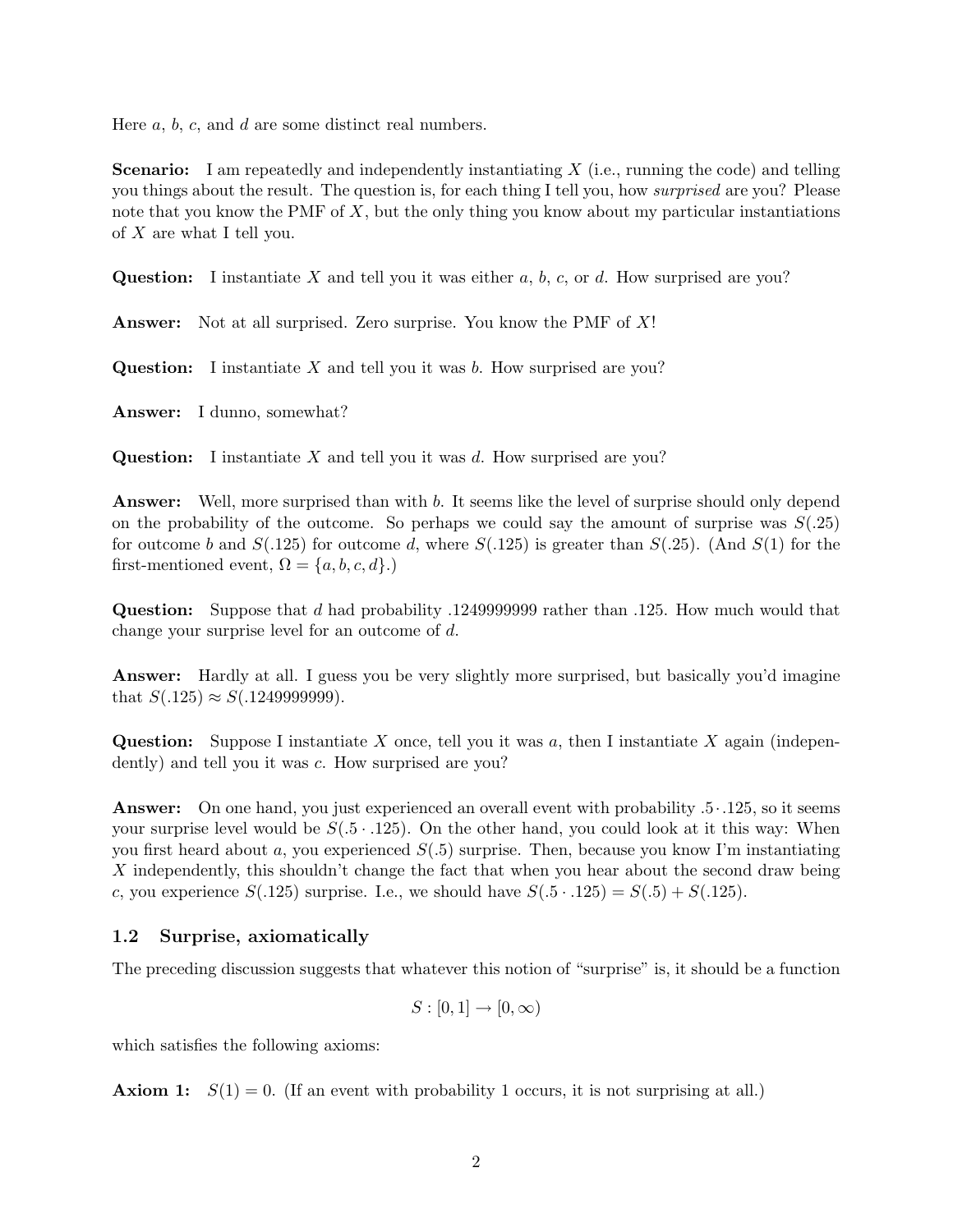Here $a$, $b$, $c$, and $d$ are some distinct real numbers.

**Scenario:** I am repeatedly and independently instantiating $X$ (i.e., running the code) and telling you things about the result. The question is, for each thing I tell you, how *surprised* are you? Please note that you know the PMF of $X$, but the only thing you know about my particular instantiations of $X$ are what I tell you.

**Question:** I instantiate $X$ and tell you it was either $a$, $b$, $c$, or $d$. How surprised are you?

**Answer:** Not at all surprised. Zero surprise. You know the PMF of $X$!

**Question:** I instantiate $X$ and tell you it was $b$. How surprised are you?

**Answer:** I dunno, somewhat?

**Question:** I instantiate $X$ and tell you it was $d$. How surprised are you?

**Answer:** Well, more surprised than with $b$. It seems like the level of surprise should only depend on the probability of the outcome. So perhaps we could say the amount of surprise was $S(.25)$ for outcome $b$ and $S(.125)$ for outcome $d$, where $S(.125)$ is greater than $S(.25)$. (And $S(1)$ for the first-mentioned event, $\Omega = \{a, b, c, d\}$.)

**Question:** Suppose that $d$ had probability .1249999999 rather than .125. How much would that change your surprise level for an outcome of $d$.

**Answer:** Hardly at all. I guess you be very slightly more surprised, but basically you'd imagine that $S(.125) \approx S(.1249999999)$.

**Question:** Suppose I instantiate $X$ once, tell you it was $a$, then I instantiate $X$ again (independently) and tell you it was $c$. How surprised are you?

**Answer:** On one hand, you just experienced an overall event with probability $.5 \cdot .125$, so it seems your surprise level would be $S(.5 \cdot .125)$. On the other hand, you could look at it this way: When you first heard about $a$, you experienced $S(.5)$ surprise. Then, because you know I'm instantiating $X$ independently, this shouldn't change the fact that when you hear about the second draw being $c$, you experience $S(.125)$ surprise. I.e., we should have $S(.5 \cdot .125) = S(.5) + S(.125)$.

## 1.2 Surprise, axiomatically

The preceding discussion suggests that whatever this notion of "surprise" is, it should be a function

$$S : [0, 1] \to [0, \infty)$$

which satisfies the following axioms:

**Axiom 1:** $S(1) = 0$. (If an event with probability 1 occurs, it is not surprising at all.)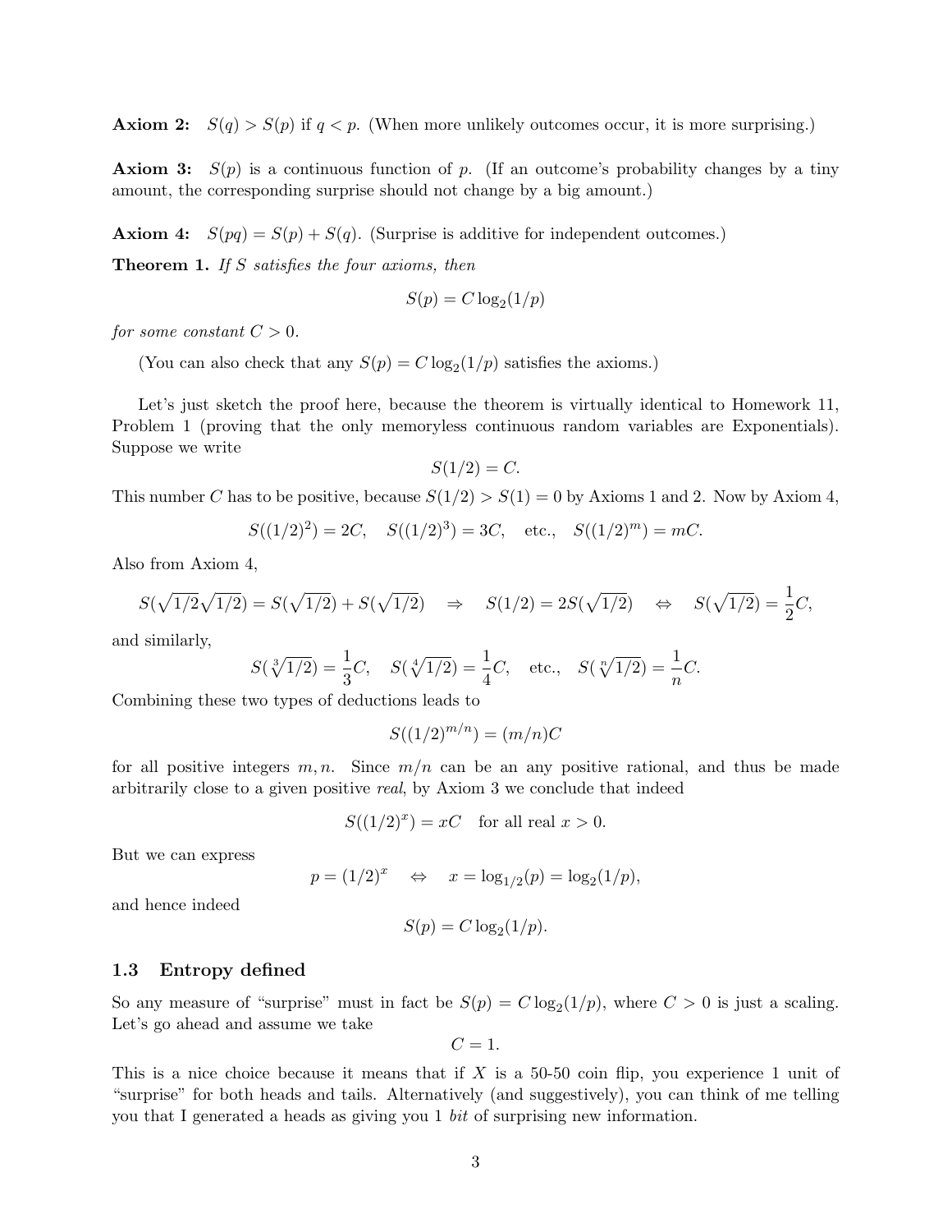**Axiom 2:** $S(q) > S(p)$ if $q < p$. (When more unlikely outcomes occur, it is more surprising.)

**Axiom 3:** $S(p)$ is a continuous function of $p$. (If an outcome's probability changes by a tiny amount, the corresponding surprise should not change by a big amount.)

**Axiom 4:** $S(pq) = S(p) + S(q)$. (Surprise is additive for independent outcomes.)

**Theorem 1.** *If $S$ satisfies the four axioms, then*

$$S(p) = C \log_2(1/p)$$

*for some constant $C > 0$.*

(You can also check that any $S(p) = C \log_2(1/p)$ satisfies the axioms.)

Let's just sketch the proof here, because the theorem is virtually identical to Homework 11, Problem 1 (proving that the only memoryless continuous random variables are Exponentials). Suppose we write

$$S(1/2) = C.$$

This number $C$ has to be positive, because $S(1/2) > S(1) = 0$ by Axioms 1 and 2. Now by Axiom 4,

$$S((1/2)^2) = 2C, \quad S((1/2)^3) = 3C, \quad \text{etc.,} \quad S((1/2)^m) = mC.$$

Also from Axiom 4,

$$S(\sqrt{1/2}\sqrt{1/2}) = S(\sqrt{1/2}) + S(\sqrt{1/2}) \quad \Rightarrow \quad S(1/2) = 2S(\sqrt{1/2}) \quad \Leftrightarrow \quad S(\sqrt{1/2}) = \frac{1}{2}C,$$

and similarly,

$$S(\sqrt[3]{1/2}) = \frac{1}{3}C, \quad S(\sqrt[4]{1/2}) = \frac{1}{4}C, \quad \text{etc.,} \quad S(\sqrt[n]{1/2}) = \frac{1}{n}C.$$

Combining these two types of deductions leads to

$$S((1/2)^{m/n}) = (m/n)C$$

for all positive integers $m, n$. Since $m/n$ can be an any positive rational, and thus be made arbitrarily close to a given positive *real*, by Axiom 3 we conclude that indeed

$$S((1/2)^x) = xC \quad \text{for all real } x > 0.$$

But we can express

$$p = (1/2)^x \quad \Leftrightarrow \quad x = \log_{1/2}(p) = \log_2(1/p),$$

and hence indeed

$$S(p) = C \log_2(1/p).$$

### 1.3 Entropy defined

So any measure of "surprise" must in fact be $S(p) = C \log_2(1/p)$, where $C > 0$ is just a scaling. Let's go ahead and assume we take

$$C = 1.$$

This is a nice choice because it means that if $X$ is a 50-50 coin flip, you experience 1 unit of "surprise" for both heads and tails. Alternatively (and suggestively), you can think of me telling you that I generated a heads as giving you 1 *bit* of surprising new information.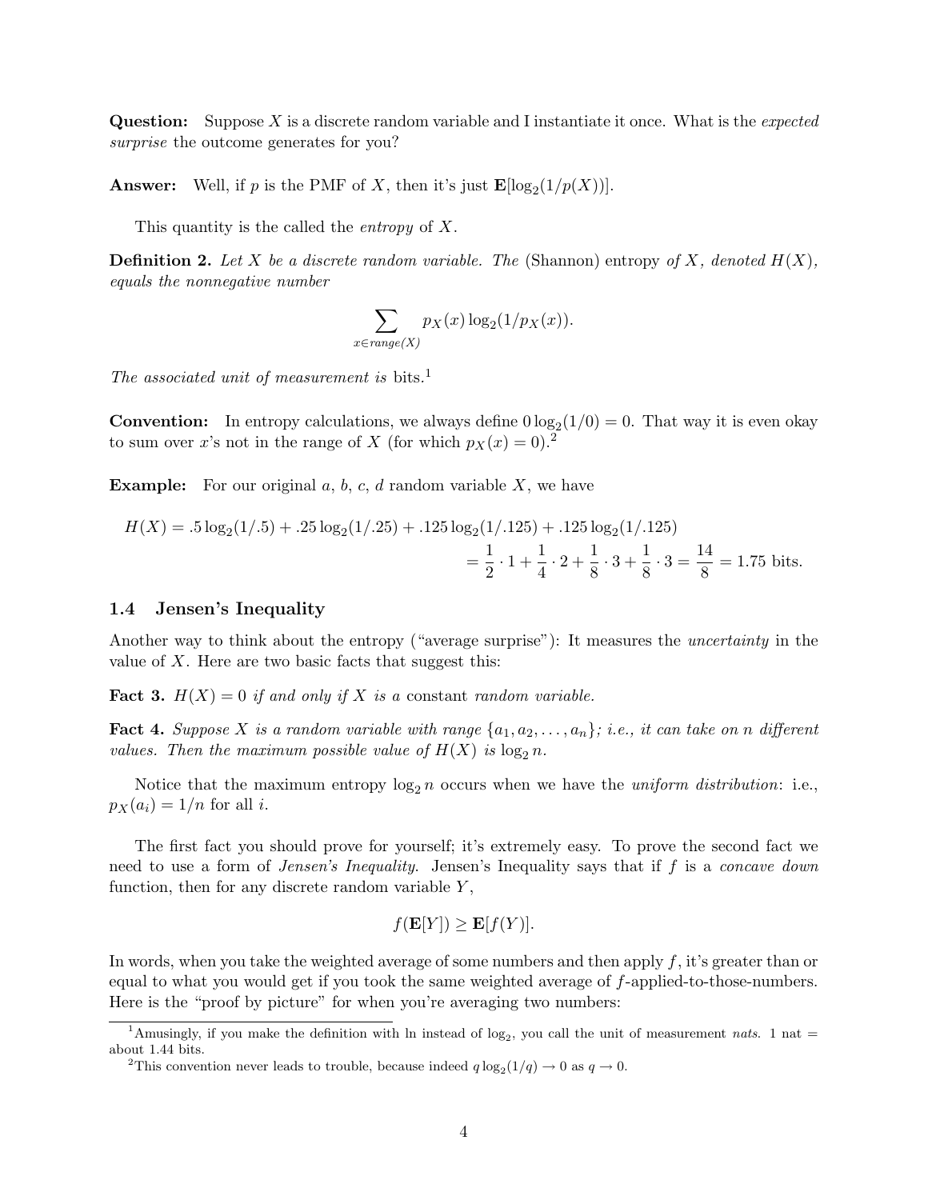**Question:** Suppose $X$ is a discrete random variable and I instantiate it once. What is the *expected surprise* the outcome generates for you?

**Answer:** Well, if $p$ is the PMF of $X$, then it's just $\mathbf{E}[\log_2(1/p(X))]$.

This quantity is the called the *entropy* of $X$.

**Definition 2.** *Let $X$ be a discrete random variable. The* (Shannon) entropy *of $X$, denoted $H(X)$, equals the nonnegative number*

$$\sum_{x \in \mathit{range}(X)} p_X(x) \log_2(1/p_X(x)).$$

*The associated unit of measurement is* bits.[1]

**Convention:** In entropy calculations, we always define $0 \log_2(1/0) = 0$. That way it is even okay to sum over $x$'s not in the range of $X$ (for which $p_X(x) = 0$).[2]

**Example:** For our original $a$, $b$, $c$, $d$ random variable $X$, we have

$$H(X) = .5 \log_2(1/.5) + .25 \log_2(1/.25) + .125 \log_2(1/.125) + .125 \log_2(1/.125)$$
$$= \frac{1}{2} \cdot 1 + \frac{1}{4} \cdot 2 + \frac{1}{8} \cdot 3 + \frac{1}{8} \cdot 3 = \frac{14}{8} = 1.75 \text{ bits}.$$

### 1.4 Jensen's Inequality

Another way to think about the entropy ("average surprise"): It measures the *uncertainty* in the value of $X$. Here are two basic facts that suggest this:

**Fact 3.** *$H(X) = 0$ if and only if $X$ is a* constant *random variable.*

**Fact 4.** *Suppose $X$ is a random variable with range $\{a_1, a_2, \dots, a_n\}$; i.e., it can take on $n$ different values. Then the maximum possible value of $H(X)$ is $\log_2 n$.*

Notice that the maximum entropy $\log_2 n$ occurs when we have the *uniform distribution*: i.e., $p_X(a_i) = 1/n$ for all $i$.

The first fact you should prove for yourself; it's extremely easy. To prove the second fact we need to use a form of *Jensen's Inequality*. Jensen's Inequality says that if $f$ is a *concave down* function, then for any discrete random variable $Y$,

$$f(\mathbf{E}[Y]) \geq \mathbf{E}[f(Y)].$$

In words, when you take the weighted average of some numbers and then apply $f$, it's greater than or equal to what you would get if you took the same weighted average of $f$-applied-to-those-numbers. Here is the "proof by picture" for when you're averaging two numbers:

---

[1] Amusingly, if you make the definition with ln instead of $\log_2$, you call the unit of measurement *nats*. 1 nat = about 1.44 bits.

[2] This convention never leads to trouble, because indeed $q \log_2(1/q) \to 0$ as $q \to 0$.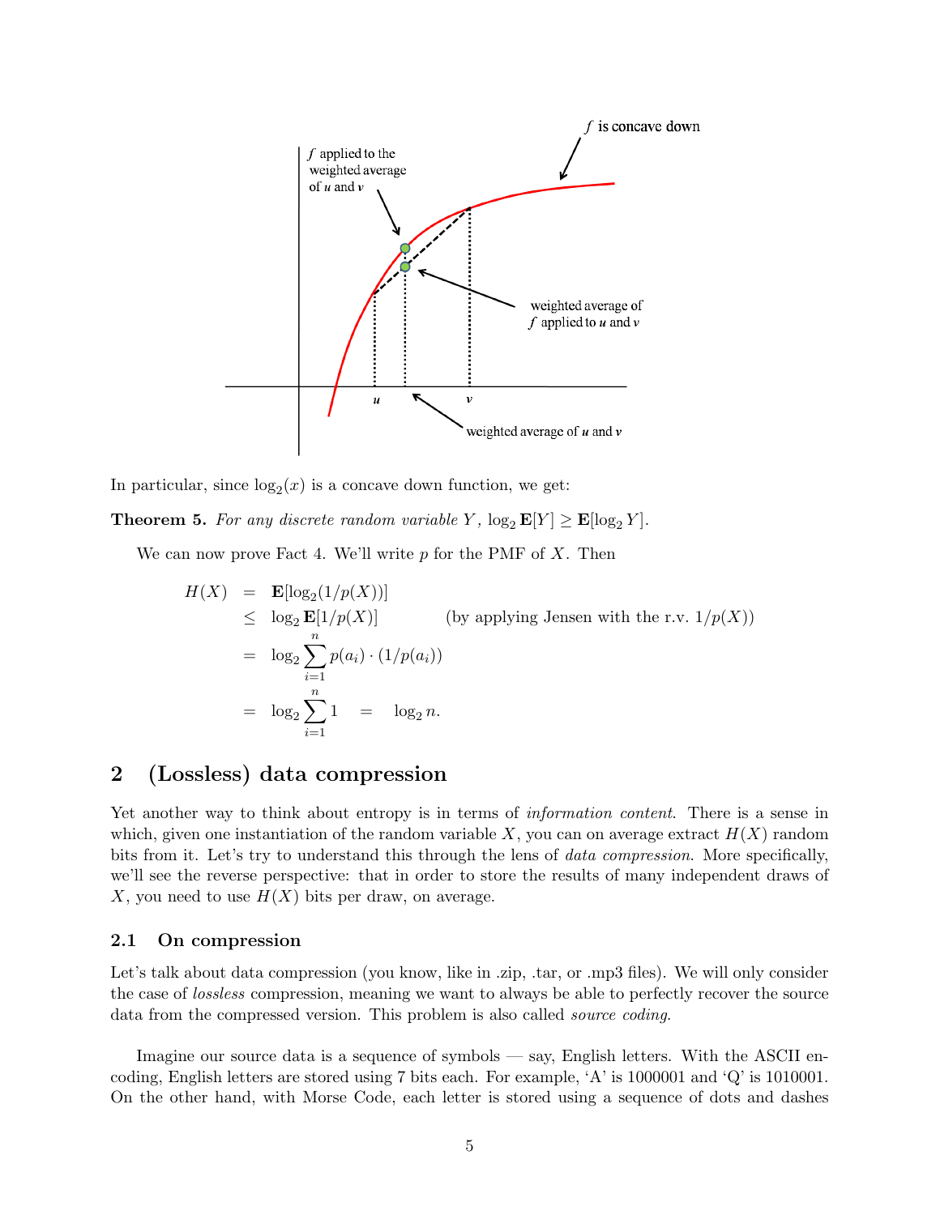In particular, since $\log_2(x)$ is a concave down function, we get:

**Theorem 5.** *For any discrete random variable $Y$, $\log_2 \mathbf{E}[Y] \geq \mathbf{E}[\log_2 Y]$.*

We can now prove Fact 4. We'll write $p$ for the PMF of $X$. Then

$$
\begin{aligned}
H(X) &= \mathbf{E}[\log_2(1/p(X))] \\
&\leq \log_2 \mathbf{E}[1/p(X)] \qquad \text{(by applying Jensen with the r.v. } 1/p(X)\text{)} \\
&= \log_2 \sum_{i=1}^{n} p(a_i) \cdot (1/p(a_i)) \\
&= \log_2 \sum_{i=1}^{n} 1 \quad = \quad \log_2 n.
\end{aligned}
$$

## 2 (Lossless) data compression

Yet another way to think about entropy is in terms of *information content*. There is a sense in which, given one instantiation of the random variable $X$, you can on average extract $H(X)$ random bits from it. Let's try to understand this through the lens of *data compression*. More specifically, we'll see the reverse perspective: that in order to store the results of many independent draws of $X$, you need to use $H(X)$ bits per draw, on average.

### 2.1 On compression

Let's talk about data compression (you know, like in .zip, .tar, or .mp3 files). We will only consider the case of *lossless* compression, meaning we want to always be able to perfectly recover the source data from the compressed version. This problem is also called *source coding*.

Imagine our source data is a sequence of symbols — say, English letters. With the ASCII encoding, English letters are stored using 7 bits each. For example, 'A' is 1000001 and 'Q' is 1010001. On the other hand, with Morse Code, each letter is stored using a sequence of dots and dashes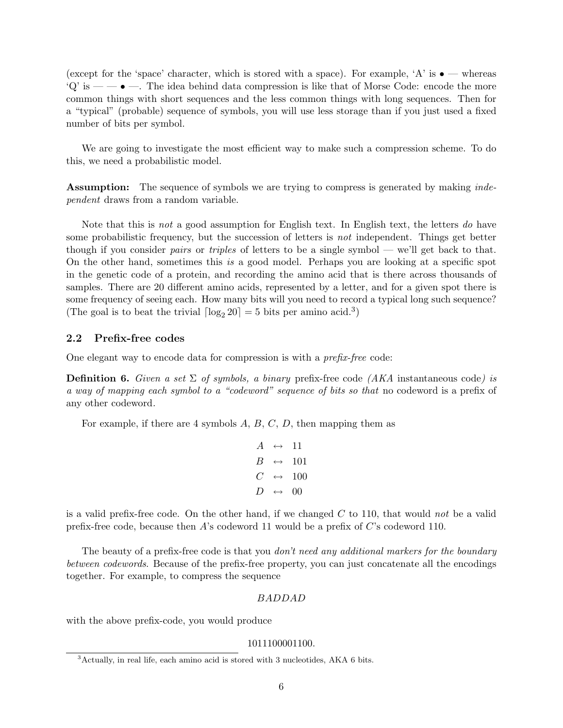(except for the 'space' character, which is stored with a space). For example, 'A' is • — whereas 'Q' is — — • —. The idea behind data compression is like that of Morse Code: encode the more common things with short sequences and the less common things with long sequences. Then for a "typical" (probable) sequence of symbols, you will use less storage than if you just used a fixed number of bits per symbol.

We are going to investigate the most efficient way to make such a compression scheme. To do this, we need a probabilistic model.

**Assumption:** The sequence of symbols we are trying to compress is generated by making *independent* draws from a random variable.

Note that this is *not* a good assumption for English text. In English text, the letters *do* have some probabilistic frequency, but the succession of letters is *not* independent. Things get better though if you consider *pairs* or *triples* of letters to be a single symbol — we'll get back to that. On the other hand, sometimes this *is* a good model. Perhaps you are looking at a specific spot in the genetic code of a protein, and recording the amino acid that is there across thousands of samples. There are 20 different amino acids, represented by a letter, and for a given spot there is some frequency of seeing each. How many bits will you need to record a typical long such sequence? (The goal is to beat the trivial $\lceil \log_2 20 \rceil = 5$ bits per amino acid.[3])

## 2.2 Prefix-free codes

One elegant way to encode data for compression is with a *prefix-free* code:

**Definition 6.** *Given a set $\Sigma$ of symbols, a binary* prefix-free code *(AKA* instantaneous code*) is a way of mapping each symbol to a "codeword" sequence of bits so that* no codeword is a prefix of any other codeword.

For example, if there are 4 symbols $A$, $B$, $C$, $D$, then mapping them as

$$\begin{array}{rcl} A & \leftrightarrow & 11 \\ B & \leftrightarrow & 101 \\ C & \leftrightarrow & 100 \\ D & \leftrightarrow & 00 \end{array}$$

is a valid prefix-free code. On the other hand, if we changed $C$ to 110, that would *not* be a valid prefix-free code, because then $A$'s codeword 11 would be a prefix of $C$'s codeword 110.

The beauty of a prefix-free code is that you *don't need any additional markers for the boundary between codewords.* Because of the prefix-free property, you can just concatenate all the encodings together. For example, to compress the sequence

$$BADDAD$$

with the above prefix-code, you would produce

$$1011100001100.$$

[3] Actually, in real life, each amino acid is stored with 3 nucleotides, AKA 6 bits.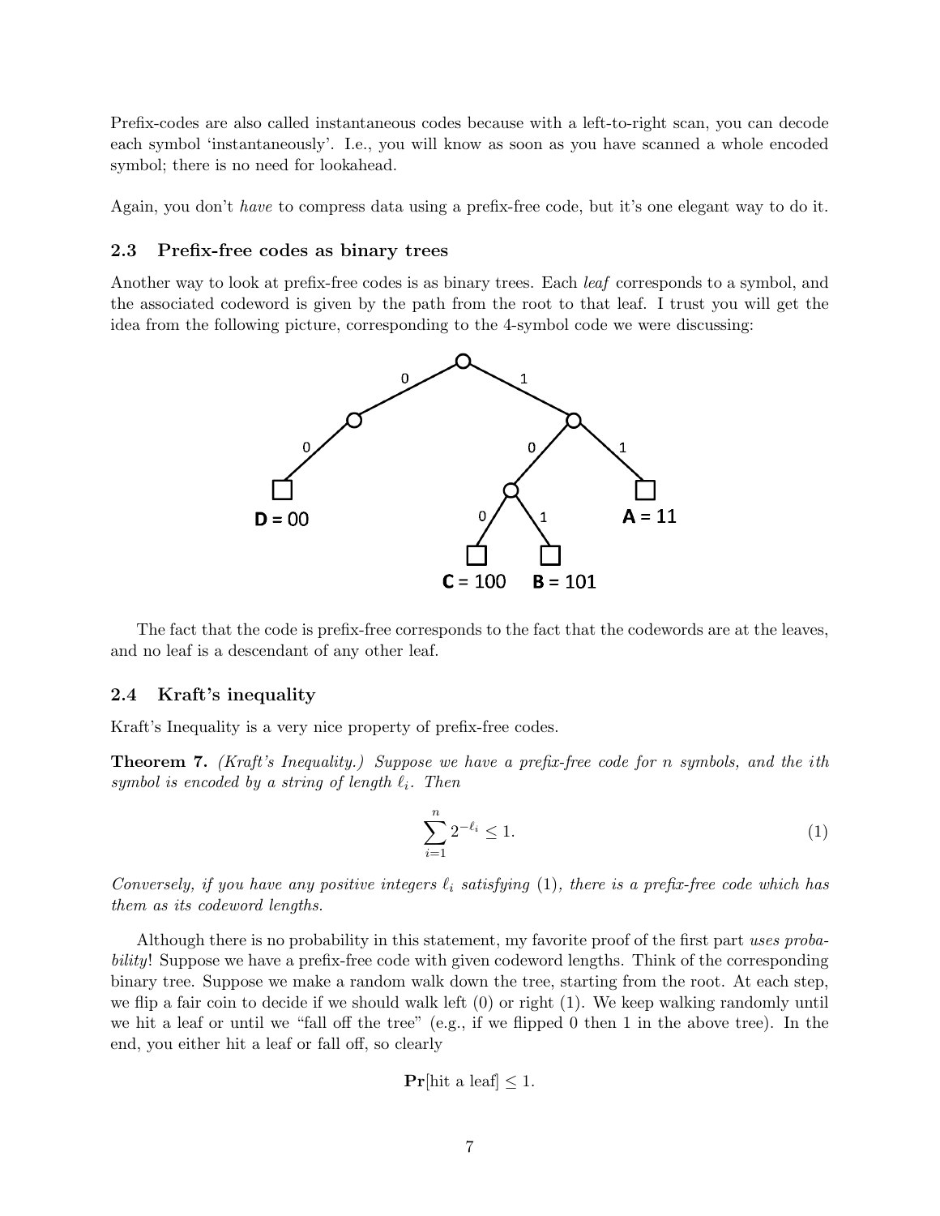Prefix-codes are also called instantaneous codes because with a left-to-right scan, you can decode each symbol 'instantaneously'. I.e., you will know as soon as you have scanned a whole encoded symbol; there is no need for lookahead.

Again, you don't *have* to compress data using a prefix-free code, but it's one elegant way to do it.

### 2.3 Prefix-free codes as binary trees

Another way to look at prefix-free codes is as binary trees. Each *leaf* corresponds to a symbol, and the associated codeword is given by the path from the root to that leaf. I trust you will get the idea from the following picture, corresponding to the 4-symbol code we were discussing:

**D** = 00 **C** = 100 **B** = 101 **A** = 11

The fact that the code is prefix-free corresponds to the fact that the codewords are at the leaves, and no leaf is a descendant of any other leaf.

### 2.4 Kraft's inequality

Kraft's Inequality is a very nice property of prefix-free codes.

**Theorem 7.** *(Kraft's Inequality.) Suppose we have a prefix-free code for $n$ symbols, and the $i$th symbol is encoded by a string of length $\ell_i$. Then*

$$\sum_{i=1}^{n} 2^{-\ell_i} \leq 1. \tag{1}$$

*Conversely, if you have any positive integers $\ell_i$ satisfying* (1)*, there is a prefix-free code which has them as its codeword lengths.*

Although there is no probability in this statement, my favorite proof of the first part *uses probability*! Suppose we have a prefix-free code with given codeword lengths. Think of the corresponding binary tree. Suppose we make a random walk down the tree, starting from the root. At each step, we flip a fair coin to decide if we should walk left (0) or right (1). We keep walking randomly until we hit a leaf or until we "fall off the tree" (e.g., if we flipped 0 then 1 in the above tree). In the end, you either hit a leaf or fall off, so clearly

$$\mathbf{Pr}[\text{hit a leaf}] \leq 1.$$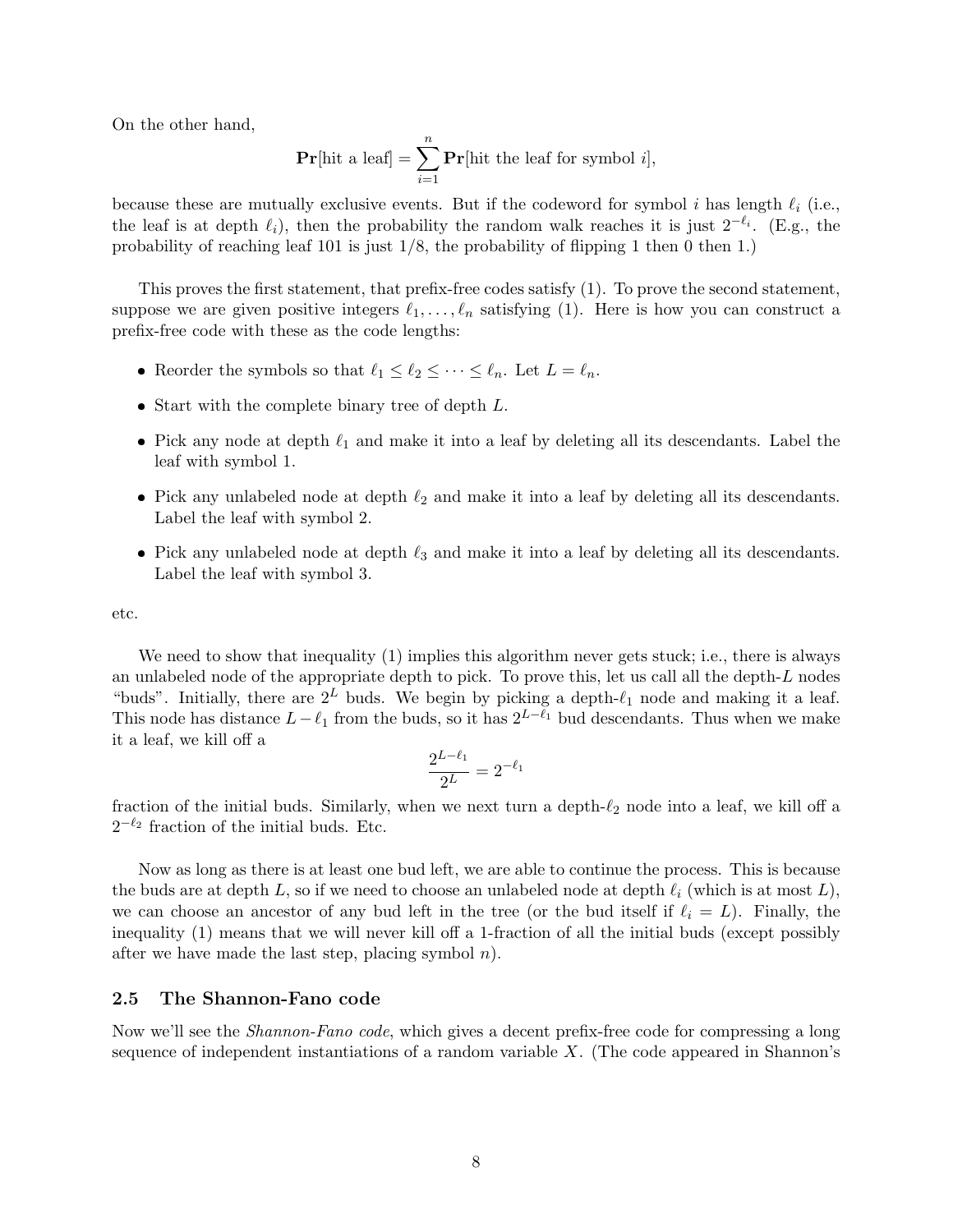On the other hand,

$$\mathbf{Pr}[\text{hit a leaf}] = \sum_{i=1}^{n} \mathbf{Pr}[\text{hit the leaf for symbol } i],$$

because these are mutually exclusive events. But if the codeword for symbol $i$ has length $\ell_i$ (i.e., the leaf is at depth $\ell_i$), then the probability the random walk reaches it is just $2^{-\ell_i}$. (E.g., the probability of reaching leaf 101 is just 1/8, the probability of flipping 1 then 0 then 1.)

This proves the first statement, that prefix-free codes satisfy (1). To prove the second statement, suppose we are given positive integers $\ell_1, \ldots, \ell_n$ satisfying (1). Here is how you can construct a prefix-free code with these as the code lengths:

- Reorder the symbols so that $\ell_1 \leq \ell_2 \leq \cdots \leq \ell_n$. Let $L = \ell_n$.
- Start with the complete binary tree of depth $L$.
- Pick any node at depth $\ell_1$ and make it into a leaf by deleting all its descendants. Label the leaf with symbol 1.
- Pick any unlabeled node at depth $\ell_2$ and make it into a leaf by deleting all its descendants. Label the leaf with symbol 2.
- Pick any unlabeled node at depth $\ell_3$ and make it into a leaf by deleting all its descendants. Label the leaf with symbol 3.

etc.

We need to show that inequality (1) implies this algorithm never gets stuck; i.e., there is always an unlabeled node of the appropriate depth to pick. To prove this, let us call all the depth-$L$ nodes "buds". Initially, there are $2^L$ buds. We begin by picking a depth-$\ell_1$ node and making it a leaf. This node has distance $L - \ell_1$ from the buds, so it has $2^{L-\ell_1}$ bud descendants. Thus when we make it a leaf, we kill off a

$$\frac{2^{L-\ell_1}}{2^L} = 2^{-\ell_1}$$

fraction of the initial buds. Similarly, when we next turn a depth-$\ell_2$ node into a leaf, we kill off a $2^{-\ell_2}$ fraction of the initial buds. Etc.

Now as long as there is at least one bud left, we are able to continue the process. This is because the buds are at depth $L$, so if we need to choose an unlabeled node at depth $\ell_i$ (which is at most $L$), we can choose an ancestor of any bud left in the tree (or the bud itself if $\ell_i = L$). Finally, the inequality (1) means that we will never kill off a 1-fraction of all the initial buds (except possibly after we have made the last step, placing symbol $n$).

### 2.5 The Shannon-Fano code

Now we'll see the *Shannon-Fano code*, which gives a decent prefix-free code for compressing a long sequence of independent instantiations of a random variable $X$. (The code appeared in Shannon's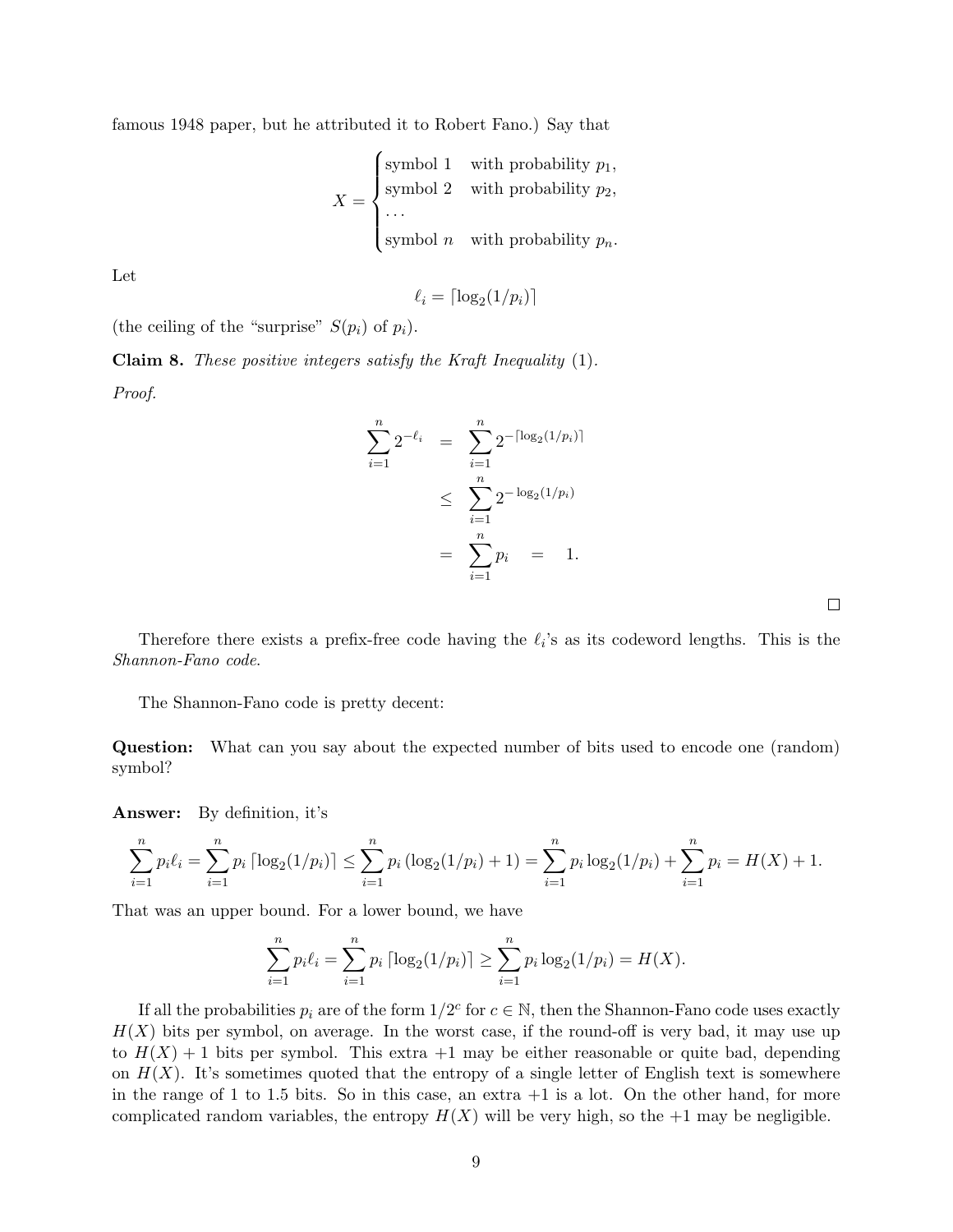famous 1948 paper, but he attributed it to Robert Fano.) Say that

$$X = \begin{cases} \text{symbol 1} & \text{with probability } p_1, \\ \text{symbol 2} & \text{with probability } p_2, \\ \dots & \\ \text{symbol } n & \text{with probability } p_n. \end{cases}$$

Let

$$\ell_i = \lceil \log_2(1/p_i) \rceil$$

(the ceiling of the "surprise" $S(p_i)$ of $p_i$).

**Claim 8.** *These positive integers satisfy the Kraft Inequality* (1).

*Proof.*

$$\begin{aligned} \sum_{i=1}^n 2^{-\ell_i} &= \sum_{i=1}^n 2^{-\lceil \log_2(1/p_i) \rceil} \\ &\le \sum_{i=1}^n 2^{-\log_2(1/p_i)} \\ &= \sum_{i=1}^n p_i = 1. \end{aligned}$$

□

Therefore there exists a prefix-free code having the $\ell_i$'s as its codeword lengths. This is the *Shannon-Fano code*.

The Shannon-Fano code is pretty decent:

**Question:** What can you say about the expected number of bits used to encode one (random) symbol?

**Answer:** By definition, it's

$$\sum_{i=1}^n p_i \ell_i = \sum_{i=1}^n p_i \lceil \log_2(1/p_i) \rceil \le \sum_{i=1}^n p_i (\log_2(1/p_i) + 1) = \sum_{i=1}^n p_i \log_2(1/p_i) + \sum_{i=1}^n p_i = H(X) + 1.$$

That was an upper bound. For a lower bound, we have

$$\sum_{i=1}^n p_i \ell_i = \sum_{i=1}^n p_i \lceil \log_2(1/p_i) \rceil \ge \sum_{i=1}^n p_i \log_2(1/p_i) = H(X).$$

If all the probabilities $p_i$ are of the form $1/2^c$ for $c \in \mathbb{N}$, then the Shannon-Fano code uses exactly $H(X)$ bits per symbol, on average. In the worst case, if the round-off is very bad, it may use up to $H(X) + 1$ bits per symbol. This extra $+1$ may be either reasonable or quite bad, depending on $H(X)$. It's sometimes quoted that the entropy of a single letter of English text is somewhere in the range of 1 to 1.5 bits. So in this case, an extra $+1$ is a lot. On the other hand, for more complicated random variables, the entropy $H(X)$ will be very high, so the $+1$ may be negligible.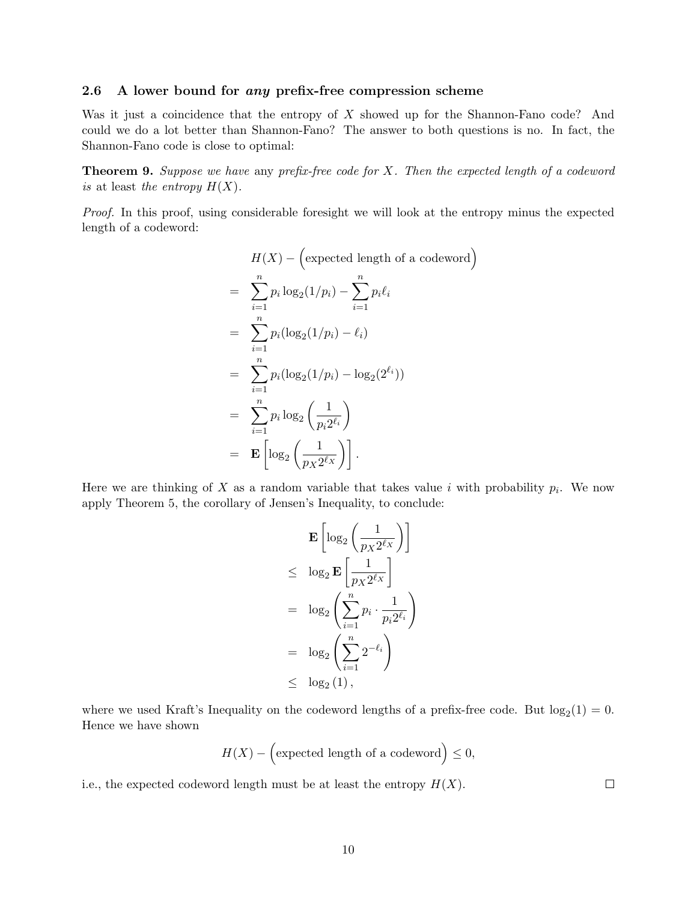### 2.6 A lower bound for *any* prefix-free compression scheme

Was it just a coincidence that the entropy of $X$ showed up for the Shannon-Fano code? And could we do a lot better than Shannon-Fano? The answer to both questions is no. In fact, the Shannon-Fano code is close to optimal:

**Theorem 9.** *Suppose we have* any *prefix-free code for $X$. Then the expected length of a codeword is* at least *the entropy $H(X)$.*

*Proof.* In this proof, using considerable foresight we will look at the entropy minus the expected length of a codeword:

$$
\begin{aligned}
& H(X) - \Big(\text{expected length of a codeword}\Big) \\
= \quad & \sum_{i=1}^{n} p_i \log_2(1/p_i) - \sum_{i=1}^{n} p_i \ell_i \\
= \quad & \sum_{i=1}^{n} p_i (\log_2(1/p_i) - \ell_i) \\
= \quad & \sum_{i=1}^{n} p_i (\log_2(1/p_i) - \log_2(2^{\ell_i})) \\
= \quad & \sum_{i=1}^{n} p_i \log_2\left(\frac{1}{p_i 2^{\ell_i}}\right) \\
= \quad & \mathbf{E}\left[\log_2\left(\frac{1}{p_X 2^{\ell_X}}\right)\right].
\end{aligned}
$$

Here we are thinking of $X$ as a random variable that takes value $i$ with probability $p_i$. We now apply Theorem 5, the corollary of Jensen's Inequality, to conclude:

$$
\begin{aligned}
& \mathbf{E}\left[\log_2\left(\frac{1}{p_X 2^{\ell_X}}\right)\right] \\
\leq \quad & \log_2 \mathbf{E}\left[\frac{1}{p_X 2^{\ell_X}}\right] \\
= \quad & \log_2\left(\sum_{i=1}^{n} p_i \cdot \frac{1}{p_i 2^{\ell_i}}\right) \\
= \quad & \log_2\left(\sum_{i=1}^{n} 2^{-\ell_i}\right) \\
\leq \quad & \log_2(1),
\end{aligned}
$$

where we used Kraft's Inequality on the codeword lengths of a prefix-free code. But $\log_2(1) = 0$. Hence we have shown

$$
H(X) - \Big(\text{expected length of a codeword}\Big) \leq 0,
$$

i.e., the expected codeword length must be at least the entropy $H(X)$. □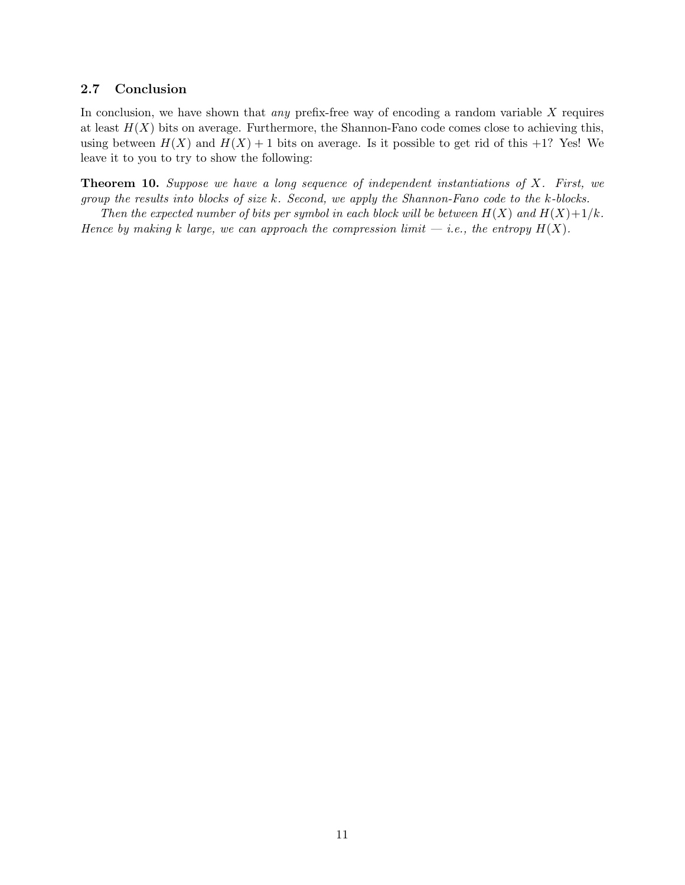## 2.7 Conclusion

In conclusion, we have shown that *any* prefix-free way of encoding a random variable $X$ requires at least $H(X)$ bits on average. Furthermore, the Shannon-Fano code comes close to achieving this, using between $H(X)$ and $H(X) + 1$ bits on average. Is it possible to get rid of this $+1$? Yes! We leave it to you to try to show the following:

**Theorem 10.** *Suppose we have a long sequence of independent instantiations of $X$. First, we group the results into blocks of size $k$. Second, we apply the Shannon-Fano code to the $k$-blocks.*

*Then the expected number of bits per symbol in each block will be between $H(X)$ and $H(X)+1/k$. Hence by making $k$ large, we can approach the compression limit — i.e., the entropy $H(X)$.*